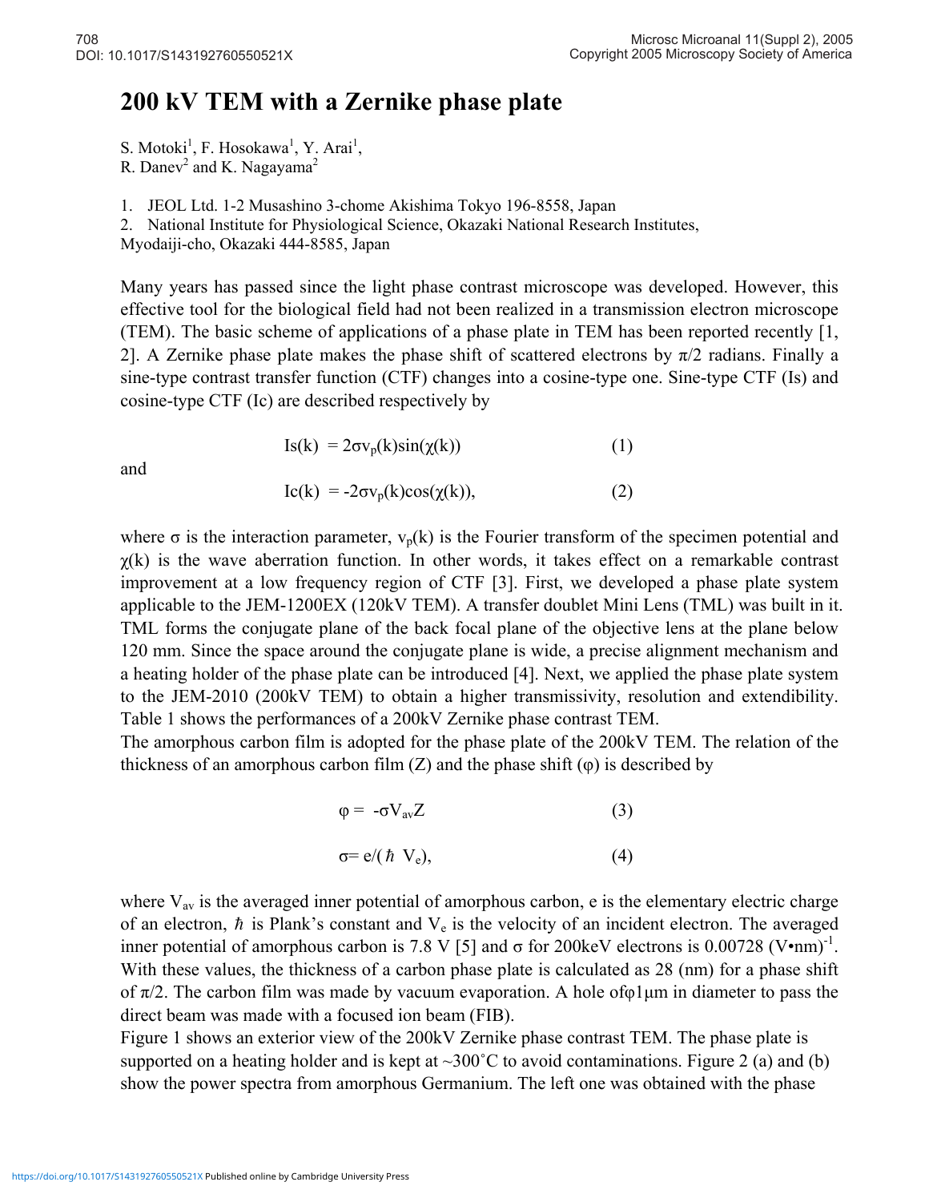# 200 kV TEM with a Zernike phase plate

S. Motoki[1], F. Hosokawa[1], Y. Arai[1],
R. Danev[2] and K. Nagayama[2]

1. JEOL Ltd. 1-2 Musashino 3-chome Akishima Tokyo 196-8558, Japan
2. National Institute for Physiological Science, Okazaki National Research Institutes, Myodaiji-cho, Okazaki 444-8585, Japan

Many years has passed since the light phase contrast microscope was developed. However, this effective tool for the biological field had not been realized in a transmission electron microscope (TEM). The basic scheme of applications of a phase plate in TEM has been reported recently [1, 2]. A Zernike phase plate makes the phase shift of scattered electrons by $\pi/2$ radians. Finally a sine-type contrast transfer function (CTF) changes into a cosine-type one. Sine-type CTF (Is) and cosine-type CTF (Ic) are described respectively by

$$\mathrm{Is}(k) = 2\sigma v_p(k)\sin(\chi(k)) \qquad (1)$$

and

$$\mathrm{Ic}(k) = -2\sigma v_p(k)\cos(\chi(k)), \qquad (2)$$

where $\sigma$ is the interaction parameter, $v_p(k)$ is the Fourier transform of the specimen potential and $\chi(k)$ is the wave aberration function. In other words, it takes effect on a remarkable contrast improvement at a low frequency region of CTF [3]. First, we developed a phase plate system applicable to the JEM-1200EX (120kV TEM). A transfer doublet Mini Lens (TML) was built in it. TML forms the conjugate plane of the back focal plane of the objective lens at the plane below 120 mm. Since the space around the conjugate plane is wide, a precise alignment mechanism and a heating holder of the phase plate can be introduced [4]. Next, we applied the phase plate system to the JEM-2010 (200kV TEM) to obtain a higher transmissivity, resolution and extendibility. Table 1 shows the performances of a 200kV Zernike phase contrast TEM.

The amorphous carbon film is adopted for the phase plate of the 200kV TEM. The relation of the thickness of an amorphous carbon film (Z) and the phase shift ($\varphi$) is described by

$$\varphi = -\sigma V_{av} Z \qquad (3)$$

$$\sigma = e/(\hbar\, V_e), \qquad (4)$$

where $V_{av}$ is the averaged inner potential of amorphous carbon, e is the elementary electric charge of an electron, $\hbar$ is Plank's constant and $V_e$ is the velocity of an incident electron. The averaged inner potential of amorphous carbon is 7.8 V [5] and $\sigma$ for 200keV electrons is 0.00728 $(\mathrm{V{\bullet}nm})^{-1}$. With these values, the thickness of a carbon phase plate is calculated as 28 (nm) for a phase shift of $\pi/2$. The carbon film was made by vacuum evaporation. A hole of$\varphi$1μm in diameter to pass the direct beam was made with a focused ion beam (FIB).

Figure 1 shows an exterior view of the 200kV Zernike phase contrast TEM. The phase plate is supported on a heating holder and is kept at ~300˚C to avoid contaminations. Figure 2 (a) and (b) show the power spectra from amorphous Germanium. The left one was obtained with the phase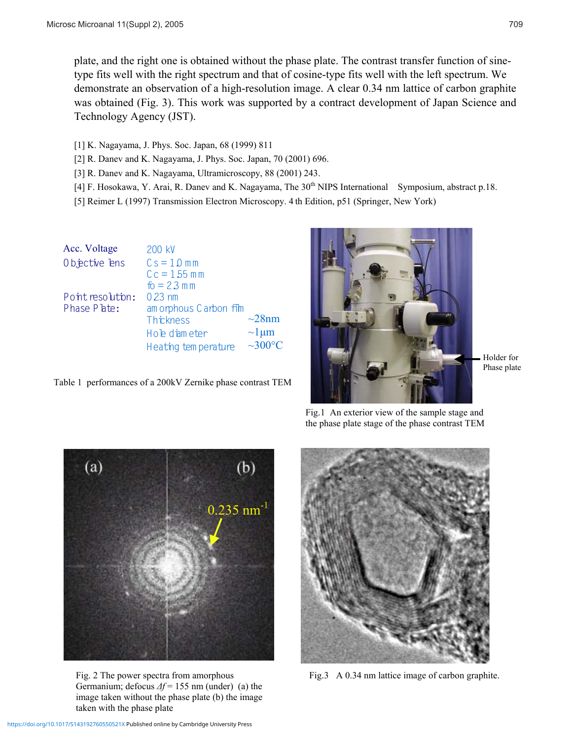plate, and the right one is obtained without the phase plate. The contrast transfer function of sine-type fits well with the right spectrum and that of cosine-type fits well with the left spectrum. We demonstrate an observation of a high-resolution image. A clear 0.34 nm lattice of carbon graphite was obtained (Fig. 3). This work was supported by a contract development of Japan Science and Technology Agency (JST).

[1] K. Nagayama, J. Phys. Soc. Japan, 68 (1999) 811

[2] R. Danev and K. Nagayama, J. Phys. Soc. Japan, 70 (2001) 696.

[3] R. Danev and K. Nagayama, Ultramicroscopy, 88 (2001) 243.

[4] F. Hosokawa, Y. Arai, R. Danev and K. Nagayama, The 30th NIPS International Symposium, abstract p.18.

[5] Reimer L (1997) Transmission Electron Microscopy. 4 th Edition, p51 (Springer, New York)

| | | |
|---|---|---|
| Acc. Voltage | 200 kV | |
| Objective lens | Cs = 1.0 mm | |
| | Cc = 1.55 mm | |
| | fo = 2.3 mm | |
| Point resolution: | 0.23 nm | |
| Phase Plate: | amorphous Carbon film | |
| | Thickness | ~28nm |
| | Hole diameter | ~1µm |
| | Heating temperature | ~300°C |

Table 1 performances of a 200kV Zernike phase contrast TEM

Holder for Phase plate

Fig.1 An exterior view of the sample stage and the phase plate stage of the phase contrast TEM

(a) (b)

0.235 nm$^{-1}$

Fig. 2 The power spectra from amorphous Germanium; defocus $\Delta f$ = 155 nm (under) (a) the image taken without the phase plate (b) the image taken with the phase plate

Fig.3 A 0.34 nm lattice image of carbon graphite.